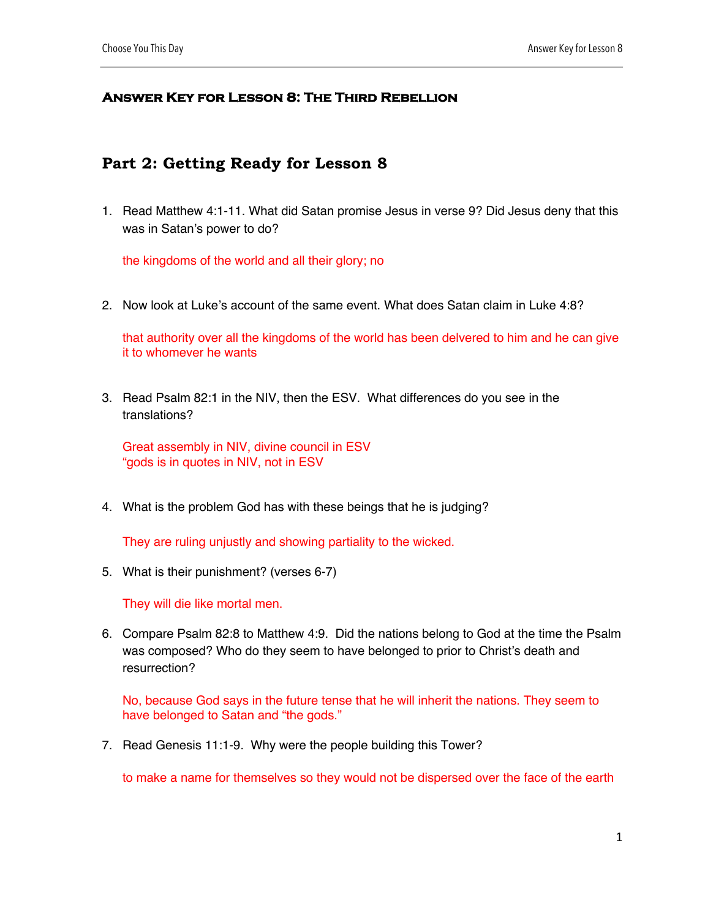# Answer Key for Lesson 8: The Third Rebellion

## Part 2: Getting Ready for Lesson 8

1. Read Matthew 4:1-11. What did Satan promise Jesus in verse 9? Did Jesus deny that this was in Satan's power to do?

   the kingdoms of the world and all their glory; no

2. Now look at Luke's account of the same event. What does Satan claim in Luke 4:8?

   that authority over all the kingdoms of the world has been delvered to him and he can give it to whomever he wants

3. Read Psalm 82:1 in the NIV, then the ESV. What differences do you see in the translations?

   Great assembly in NIV, divine council in ESV
   "gods is in quotes in NIV, not in ESV

4. What is the problem God has with these beings that he is judging?

   They are ruling unjustly and showing partiality to the wicked.

5. What is their punishment? (verses 6-7)

   They will die like mortal men.

6. Compare Psalm 82:8 to Matthew 4:9. Did the nations belong to God at the time the Psalm was composed? Who do they seem to have belonged to prior to Christ's death and resurrection?

   No, because God says in the future tense that he will inherit the nations. They seem to have belonged to Satan and "the gods."

7. Read Genesis 11:1-9. Why were the people building this Tower?

   to make a name for themselves so they would not be dispersed over the face of the earth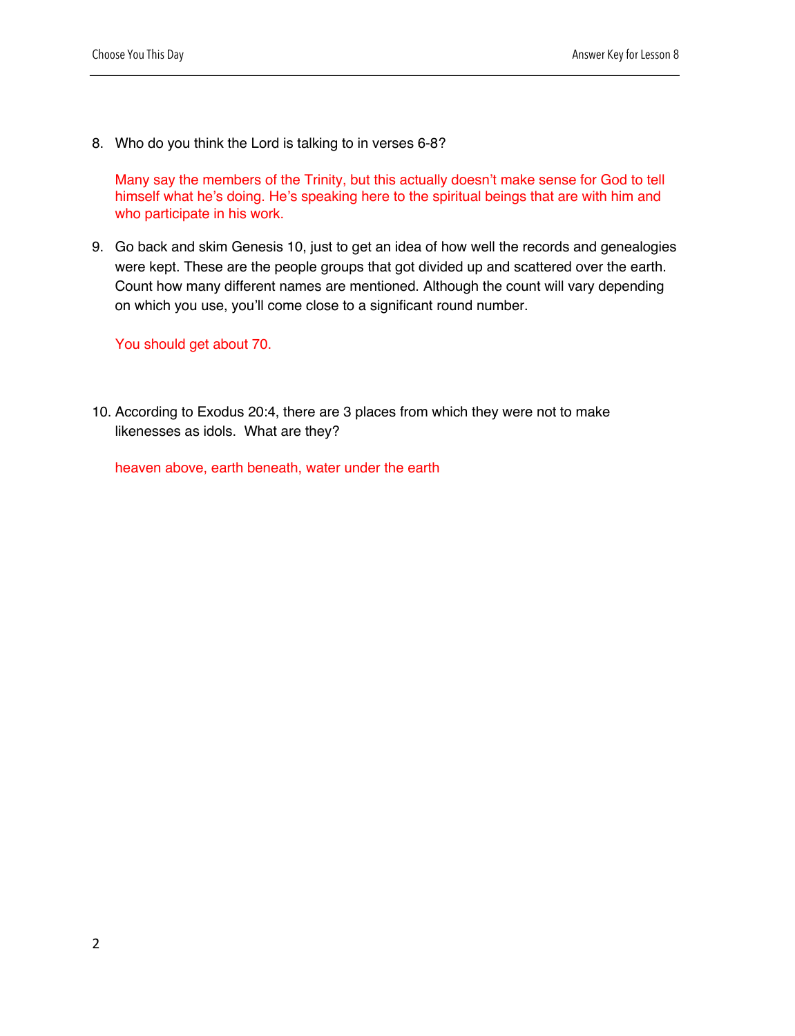8. Who do you think the Lord is talking to in verses 6-8?

   Many say the members of the Trinity, but this actually doesn't make sense for God to tell himself what he's doing. He's speaking here to the spiritual beings that are with him and who participate in his work.

9. Go back and skim Genesis 10, just to get an idea of how well the records and genealogies were kept. These are the people groups that got divided up and scattered over the earth. Count how many different names are mentioned. Although the count will vary depending on which you use, you'll come close to a significant round number.

   You should get about 70.

10. According to Exodus 20:4, there are 3 places from which they were not to make likenesses as idols. What are they?

    heaven above, earth beneath, water under the earth